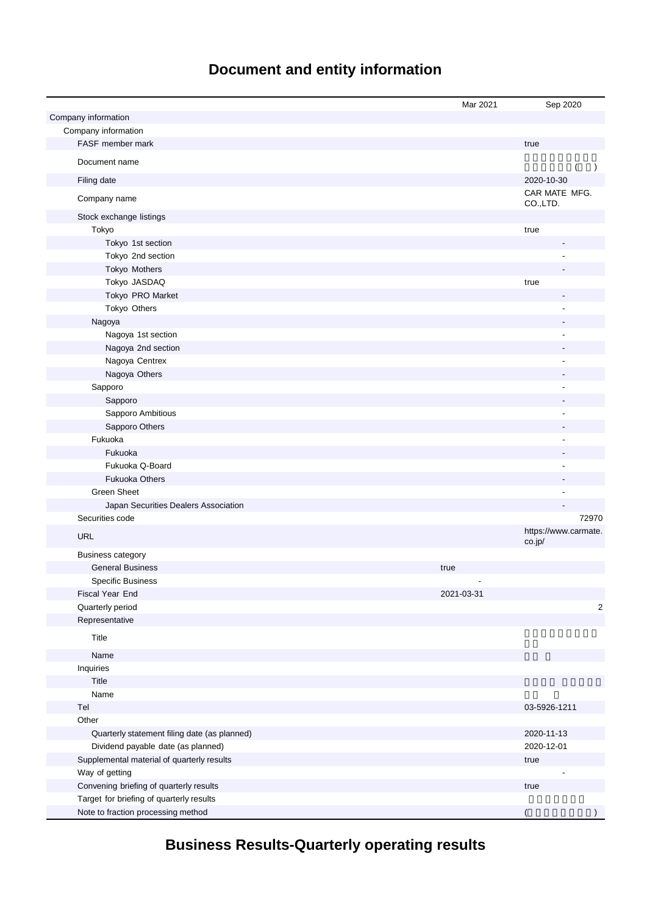# Document and entity information

| | Mar 2021 | Sep 2020 |
|---|---|---|
| Company information | | |
| Company information | | |
| FASF member mark | | true |
| Document name | | ( ) |
| Filing date | | 2020-10-30 |
| Company name | | CAR MATE MFG. CO.,LTD. |
| Stock exchange listings | | |
| Tokyo | | true |
| Tokyo 1st section | | - |
| Tokyo 2nd section | | - |
| Tokyo Mothers | | - |
| Tokyo JASDAQ | | true |
| Tokyo PRO Market | | - |
| Tokyo Others | | - |
| Nagoya | | - |
| Nagoya 1st section | | - |
| Nagoya 2nd section | | - |
| Nagoya Centrex | | - |
| Nagoya Others | | - |
| Sapporo | | - |
| Sapporo | | - |
| Sapporo Ambitious | | - |
| Sapporo Others | | - |
| Fukuoka | | - |
| Fukuoka | | - |
| Fukuoka Q-Board | | - |
| Fukuoka Others | | - |
| Green Sheet | | - |
| Japan Securities Dealers Association | | - |
| Securities code | | 72970 |
| URL | | https://www.carmate.co.jp/ |
| Business category | | |
| General Business | true | |
| Specific Business | - | |
| Fiscal Year End | 2021-03-31 | |
| Quarterly period | | 2 |
| Representative | | |
| Title | | |
| Name | | |
| Inquiries | | |
| Title | | |
| Name | | |
| Tel | | 03-5926-1211 |
| Other | | |
| Quarterly statement filing date (as planned) | | 2020-11-13 |
| Dividend payable date (as planned) | | 2020-12-01 |
| Supplemental material of quarterly results | | true |
| Way of getting | | - |
| Convening briefing of quarterly results | | true |
| Target for briefing of quarterly results | | |
| Note to fraction processing method | | ( ) |

# Business Results-Quarterly operating results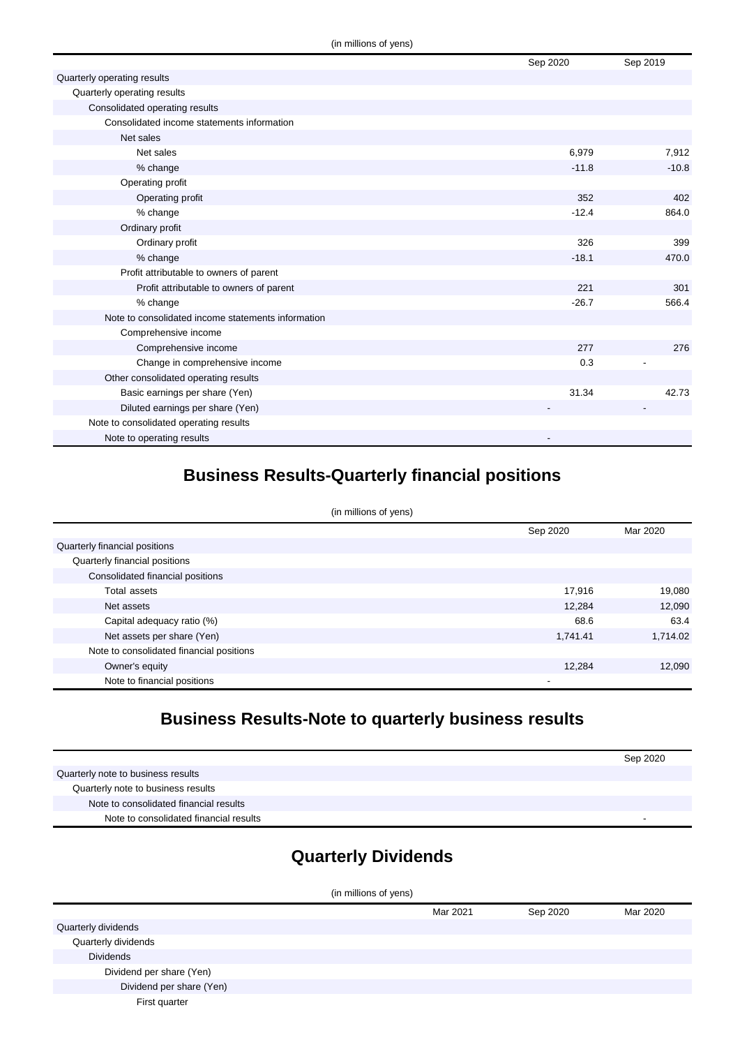(in millions of yens)

| | Sep 2020 | Sep 2019 |
|---|---|---|
| Quarterly operating results | | |
| Quarterly operating results | | |
| Consolidated operating results | | |
| Consolidated income statements information | | |
| Net sales | | |
| Net sales | 6,979 | 7,912 |
| % change | -11.8 | -10.8 |
| Operating profit | | |
| Operating profit | 352 | 402 |
| % change | -12.4 | 864.0 |
| Ordinary profit | | |
| Ordinary profit | 326 | 399 |
| % change | -18.1 | 470.0 |
| Profit attributable to owners of parent | | |
| Profit attributable to owners of parent | 221 | 301 |
| % change | -26.7 | 566.4 |
| Note to consolidated income statements information | | |
| Comprehensive income | | |
| Comprehensive income | 277 | 276 |
| Change in comprehensive income | 0.3 | - |
| Other consolidated operating results | | |
| Basic earnings per share (Yen) | 31.34 | 42.73 |
| Diluted earnings per share (Yen) | - | - |
| Note to consolidated operating results | | |
| Note to operating results | - | |

## Business Results-Quarterly financial positions

(in millions of yens)

| | Sep 2020 | Mar 2020 |
|---|---|---|
| Quarterly financial positions | | |
| Quarterly financial positions | | |
| Consolidated financial positions | | |
| Total assets | 17,916 | 19,080 |
| Net assets | 12,284 | 12,090 |
| Capital adequacy ratio (%) | 68.6 | 63.4 |
| Net assets per share (Yen) | 1,741.41 | 1,714.02 |
| Note to consolidated financial positions | | |
| Owner's equity | 12,284 | 12,090 |
| Note to financial positions | - | |

## Business Results-Note to quarterly business results

| | Sep 2020 |
|---|---|
| Quarterly note to business results | |
| Quarterly note to business results | |
| Note to consolidated financial results | |
| Note to consolidated financial results | - |

## Quarterly Dividends

(in millions of yens)

| | Mar 2021 | Sep 2020 | Mar 2020 |
|---|---|---|---|
| Quarterly dividends | | | |
| Quarterly dividends | | | |
| Dividends | | | |
| Dividend per share (Yen) | | | |
| Dividend per share (Yen) | | | |
| First quarter | | | |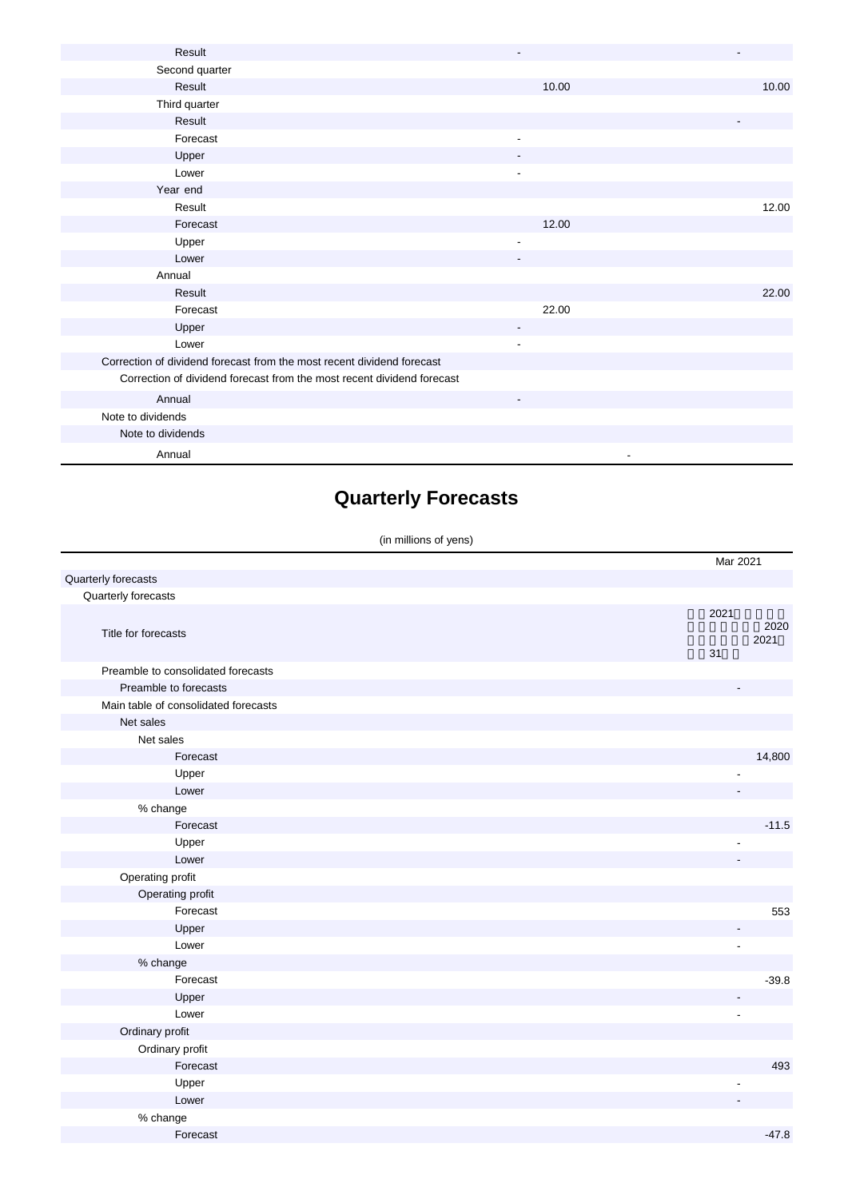| | | |
|---|---|---|
| Result | - | - |
| Second quarter | | |
| Result | 10.00 | 10.00 |
| Third quarter | | |
| Result | | - |
| Forecast | - | |
| Upper | - | |
| Lower | - | |
| Year end | | |
| Result | | 12.00 |
| Forecast | 12.00 | |
| Upper | - | |
| Lower | - | |
| Annual | | |
| Result | | 22.00 |
| Forecast | 22.00 | |
| Upper | - | |
| Lower | - | |
| Correction of dividend forecast from the most recent dividend forecast | | |
| Correction of dividend forecast from the most recent dividend forecast | | |
| Annual | - | |
| Note to dividends | | |
| Note to dividends | | |
| Annual | - | |

# Quarterly Forecasts

(in millions of yens)

| | Mar 2021 |
|---|---|
| Quarterly forecasts | |
| Quarterly forecasts | |
| Title for forecasts | 2021 2020 2021 31 |
| Preamble to consolidated forecasts | |
| Preamble to forecasts | - |
| Main table of consolidated forecasts | |
| Net sales | |
| Net sales | |
| Forecast | 14,800 |
| Upper | - |
| Lower | - |
| % change | |
| Forecast | -11.5 |
| Upper | - |
| Lower | - |
| Operating profit | |
| Operating profit | |
| Forecast | 553 |
| Upper | - |
| Lower | - |
| % change | |
| Forecast | -39.8 |
| Upper | - |
| Lower | - |
| Ordinary profit | |
| Ordinary profit | |
| Forecast | 493 |
| Upper | - |
| Lower | - |
| % change | |
| Forecast | -47.8 |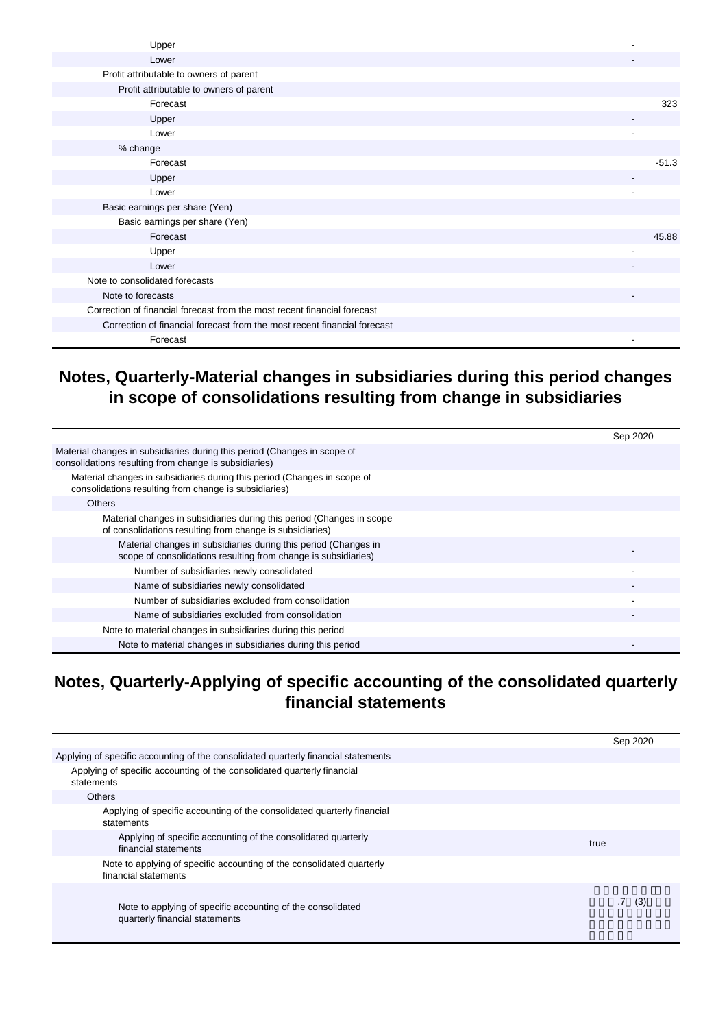| | |
|---|---|
| Upper | - |
| Lower | - |
| Profit attributable to owners of parent | |
| Profit attributable to owners of parent | |
| Forecast | 323 |
| Upper | - |
| Lower | - |
| % change | |
| Forecast | -51.3 |
| Upper | - |
| Lower | - |
| Basic earnings per share (Yen) | |
| Basic earnings per share (Yen) | |
| Forecast | 45.88 |
| Upper | - |
| Lower | - |
| Note to consolidated forecasts | |
| Note to forecasts | - |
| Correction of financial forecast from the most recent financial forecast | |
| Correction of financial forecast from the most recent financial forecast | |
| Forecast | - |

## Notes, Quarterly-Material changes in subsidiaries during this period changes in scope of consolidations resulting from change in subsidiaries

| | Sep 2020 |
|---|---|
| Material changes in subsidiaries during this period (Changes in scope of consolidations resulting from change is subsidiaries) | |
| Material changes in subsidiaries during this period (Changes in scope of consolidations resulting from change is subsidiaries) | |
| Others | |
| Material changes in subsidiaries during this period (Changes in scope of consolidations resulting from change is subsidiaries) | |
| Material changes in subsidiaries during this period (Changes in scope of consolidations resulting from change is subsidiaries) | - |
| Number of subsidiaries newly consolidated | - |
| Name of subsidiaries newly consolidated | - |
| Number of subsidiaries excluded from consolidation | - |
| Name of subsidiaries excluded from consolidation | - |
| Note to material changes in subsidiaries during this period | |
| Note to material changes in subsidiaries during this period | - |

## Notes, Quarterly-Applying of specific accounting of the consolidated quarterly financial statements

| | Sep 2020 |
|---|---|
| Applying of specific accounting of the consolidated quarterly financial statements | |
| Applying of specific accounting of the consolidated quarterly financial statements | |
| Others | |
| Applying of specific accounting of the consolidated quarterly financial statements | |
| Applying of specific accounting of the consolidated quarterly financial statements | true |
| Note to applying of specific accounting of the consolidated quarterly financial statements | |
| Note to applying of specific accounting of the consolidated quarterly financial statements | .7 (3) |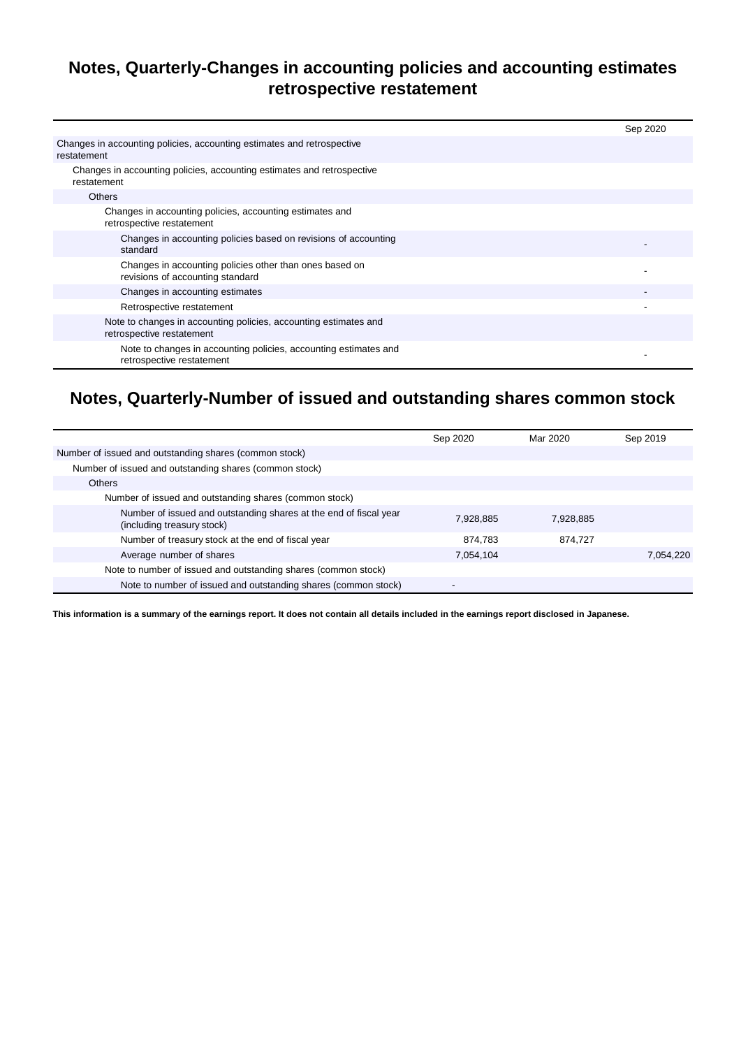## Notes, Quarterly-Changes in accounting policies and accounting estimates retrospective restatement

| | Sep 2020 |
|---|---|
| Changes in accounting policies, accounting estimates and retrospective restatement | |
| Changes in accounting policies, accounting estimates and retrospective restatement | |
| Others | |
| Changes in accounting policies, accounting estimates and retrospective restatement | |
| Changes in accounting policies based on revisions of accounting standard | - |
| Changes in accounting policies other than ones based on revisions of accounting standard | - |
| Changes in accounting estimates | - |
| Retrospective restatement | - |
| Note to changes in accounting policies, accounting estimates and retrospective restatement | |
| Note to changes in accounting policies, accounting estimates and retrospective restatement | - |

## Notes, Quarterly-Number of issued and outstanding shares common stock

| | Sep 2020 | Mar 2020 | Sep 2019 |
|---|---|---|---|
| Number of issued and outstanding shares (common stock) | | | |
| Number of issued and outstanding shares (common stock) | | | |
| Others | | | |
| Number of issued and outstanding shares (common stock) | | | |
| Number of issued and outstanding shares at the end of fiscal year (including treasury stock) | 7,928,885 | 7,928,885 | |
| Number of treasury stock at the end of fiscal year | 874,783 | 874,727 | |
| Average number of shares | 7,054,104 | | 7,054,220 |
| Note to number of issued and outstanding shares (common stock) | | | |
| Note to number of issued and outstanding shares (common stock) | - | | |

**This information is a summary of the earnings report. It does not contain all details included in the earnings report disclosed in Japanese.**